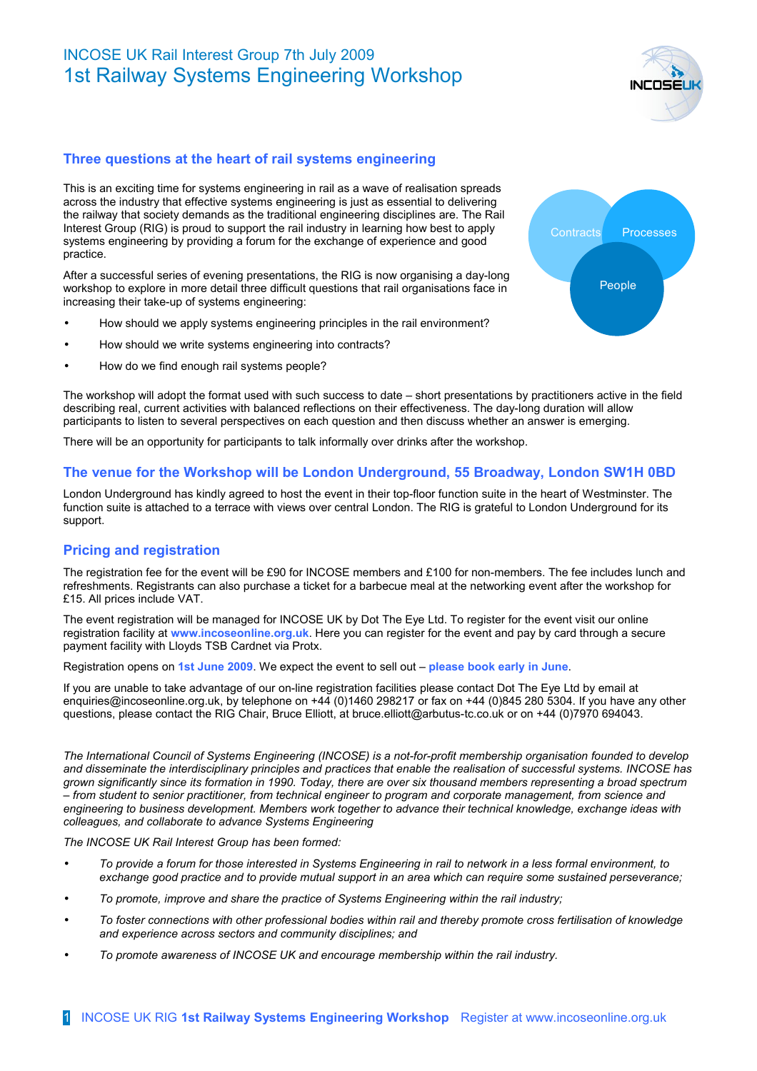# INCOSE UK Rail Interest Group 7th July 2009
# 1st Railway Systems Engineering Workshop

## Three questions at the heart of rail systems engineering

This is an exciting time for systems engineering in rail as a wave of realisation spreads across the industry that effective systems engineering is just as essential to delivering the railway that society demands as the traditional engineering disciplines are. The Rail Interest Group (RIG) is proud to support the rail industry in learning how best to apply systems engineering by providing a forum for the exchange of experience and good practice.

After a successful series of evening presentations, the RIG is now organising a day-long workshop to explore in more detail three difficult questions that rail organisations face in increasing their take-up of systems engineering:

- How should we apply systems engineering principles in the rail environment?
- How should we write systems engineering into contracts?
- How do we find enough rail systems people?

Contracts

Processes

People

The workshop will adopt the format used with such success to date – short presentations by practitioners active in the field describing real, current activities with balanced reflections on their effectiveness. The day-long duration will allow participants to listen to several perspectives on each question and then discuss whether an answer is emerging.

There will be an opportunity for participants to talk informally over drinks after the workshop.

## The venue for the Workshop will be London Underground, 55 Broadway, London SW1H 0BD

London Underground has kindly agreed to host the event in their top-floor function suite in the heart of Westminster. The function suite is attached to a terrace with views over central London. The RIG is grateful to London Underground for its support.

## Pricing and registration

The registration fee for the event will be £90 for INCOSE members and £100 for non-members. The fee includes lunch and refreshments. Registrants can also purchase a ticket for a barbecue meal at the networking event after the workshop for £15. All prices include VAT.

The event registration will be managed for INCOSE UK by Dot The Eye Ltd. To register for the event visit our online registration facility at **www.incoseonline.org.uk**. Here you can register for the event and pay by card through a secure payment facility with Lloyds TSB Cardnet via Protx.

Registration opens on **1st June 2009**. We expect the event to sell out – **please book early in June**.

If you are unable to take advantage of our on-line registration facilities please contact Dot The Eye Ltd by email at enquiries@incoseonline.org.uk, by telephone on +44 (0)1460 298217 or fax on +44 (0)845 280 5304. If you have any other questions, please contact the RIG Chair, Bruce Elliott, at bruce.elliott@arbutus-tc.co.uk or on +44 (0)7970 694043.

*The International Council of Systems Engineering (INCOSE) is a not-for-profit membership organisation founded to develop and disseminate the interdisciplinary principles and practices that enable the realisation of successful systems. INCOSE has grown significantly since its formation in 1990. Today, there are over six thousand members representing a broad spectrum – from student to senior practitioner, from technical engineer to program and corporate management, from science and engineering to business development. Members work together to advance their technical knowledge, exchange ideas with colleagues, and collaborate to advance Systems Engineering*

*The INCOSE UK Rail Interest Group has been formed:*

- *To provide a forum for those interested in Systems Engineering in rail to network in a less formal environment, to exchange good practice and to provide mutual support in an area which can require some sustained perseverance;*
- *To promote, improve and share the practice of Systems Engineering within the rail industry;*
- *To foster connections with other professional bodies within rail and thereby promote cross fertilisation of knowledge and experience across sectors and community disciplines; and*
- *To promote awareness of INCOSE UK and encourage membership within the rail industry.*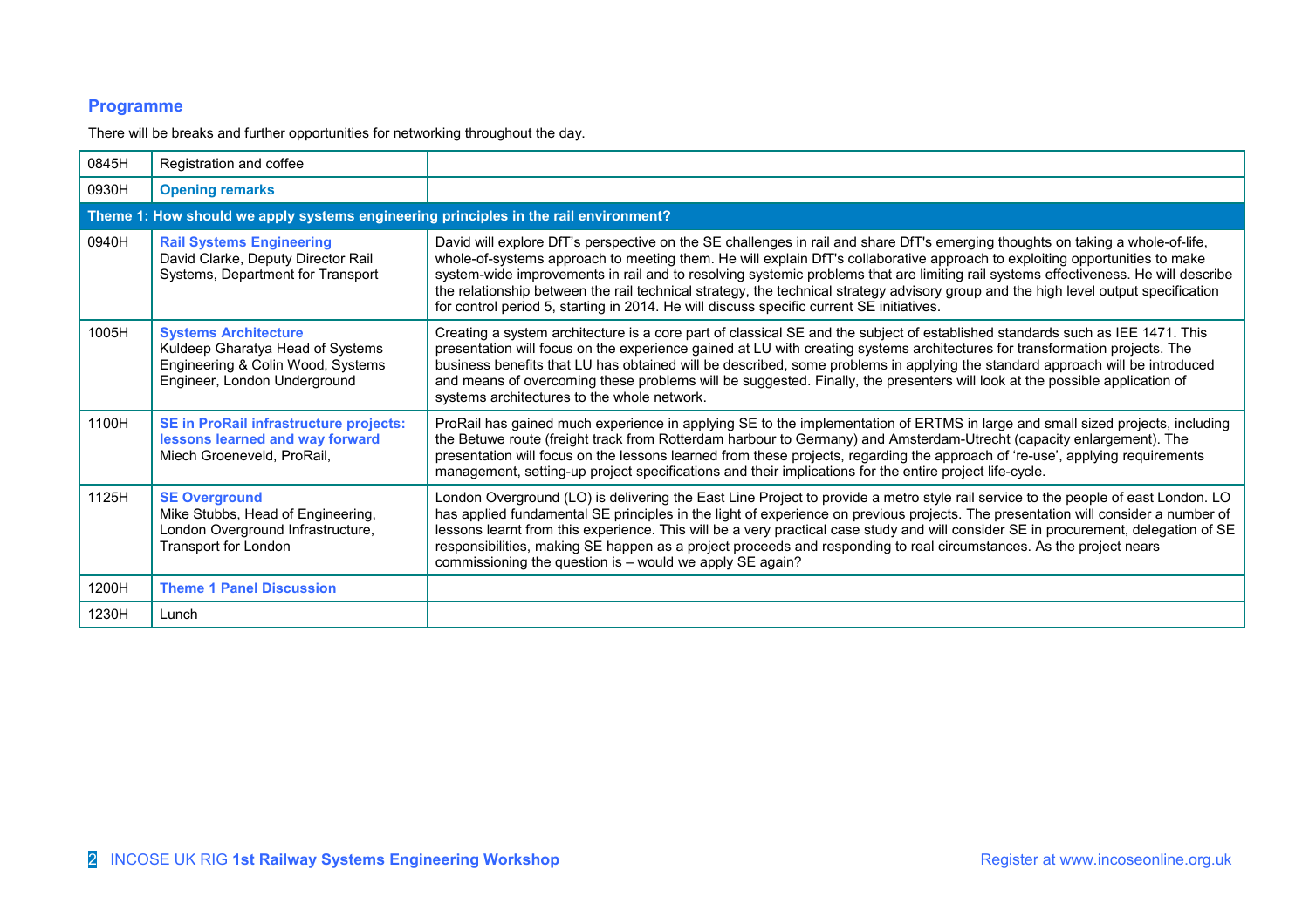## Programme

There will be breaks and further opportunities for networking throughout the day.

| | | |
|---|---|---|
| 0845H | Registration and coffee | |
| 0930H | **Opening remarks** | |
| **Theme 1: How should we apply systems engineering principles in the rail environment?** | | |
| 0940H | **Rail Systems Engineering**<br>David Clarke, Deputy Director Rail Systems, Department for Transport | David will explore DfT's perspective on the SE challenges in rail and share DfT's emerging thoughts on taking a whole-of-life, whole-of-systems approach to meeting them. He will explain DfT's collaborative approach to exploiting opportunities to make system-wide improvements in rail and to resolving systemic problems that are limiting rail systems effectiveness. He will describe the relationship between the rail technical strategy, the technical strategy advisory group and the high level output specification for control period 5, starting in 2014. He will discuss specific current SE initiatives. |
| 1005H | **Systems Architecture**<br>Kuldeep Gharatya Head of Systems Engineering & Colin Wood, Systems Engineer, London Underground | Creating a system architecture is a core part of classical SE and the subject of established standards such as IEE 1471. This presentation will focus on the experience gained at LU with creating systems architectures for transformation projects. The business benefits that LU has obtained will be described, some problems in applying the standard approach will be introduced and means of overcoming these problems will be suggested. Finally, the presenters will look at the possible application of systems architectures to the whole network. |
| 1100H | **SE in ProRail infrastructure projects: lessons learned and way forward**<br>Miech Groeneveld, ProRail, | ProRail has gained much experience in applying SE to the implementation of ERTMS in large and small sized projects, including the Betuwe route (freight track from Rotterdam harbour to Germany) and Amsterdam-Utrecht (capacity enlargement). The presentation will focus on the lessons learned from these projects, regarding the approach of 're-use', applying requirements management, setting-up project specifications and their implications for the entire project life-cycle. |
| 1125H | **SE Overground**<br>Mike Stubbs, Head of Engineering, London Overground Infrastructure, Transport for London | London Overground (LO) is delivering the East Line Project to provide a metro style rail service to the people of east London. LO has applied fundamental SE principles in the light of experience on previous projects. The presentation will consider a number of lessons learnt from this experience. This will be a very practical case study and will consider SE in procurement, delegation of SE responsibilities, making SE happen as a project proceeds and responding to real circumstances. As the project nears commissioning the question is – would we apply SE again? |
| 1200H | **Theme 1 Panel Discussion** | |
| 1230H | Lunch | |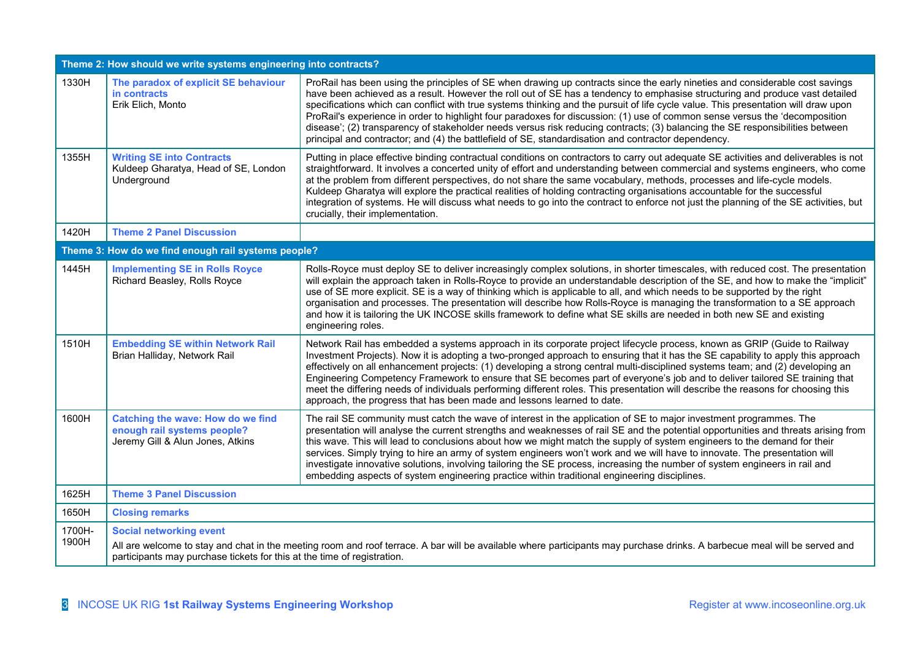| | | |
|---|---|---|
| **Theme 2: How should we write systems engineering into contracts?** | | |
| 1330H | **The paradox of explicit SE behaviour in contracts**<br>Erik Elich, Monto | ProRail has been using the principles of SE when drawing up contracts since the early nineties and considerable cost savings have been achieved as a result. However the roll out of SE has a tendency to emphasise structuring and produce vast detailed specifications which can conflict with true systems thinking and the pursuit of life cycle value. This presentation will draw upon ProRail's experience in order to highlight four paradoxes for discussion: (1) use of common sense versus the 'decomposition disease'; (2) transparency of stakeholder needs versus risk reducing contracts; (3) balancing the SE responsibilities between principal and contractor; and (4) the battlefield of SE, standardisation and contractor dependency. |
| 1355H | **Writing SE into Contracts**<br>Kuldeep Gharatya, Head of SE, London Underground | Putting in place effective binding contractual conditions on contractors to carry out adequate SE activities and deliverables is not straightforward. It involves a concerted unity of effort and understanding between commercial and systems engineers, who come at the problem from different perspectives, do not share the same vocabulary, methods, processes and life-cycle models. Kuldeep Gharatya will explore the practical realities of holding contracting organisations accountable for the successful integration of systems. He will discuss what needs to go into the contract to enforce not just the planning of the SE activities, but crucially, their implementation. |
| 1420H | **Theme 2 Panel Discussion** | |
| **Theme 3: How do we find enough rail systems people?** | | |
| 1445H | **Implementing SE in Rolls Royce**<br>Richard Beasley, Rolls Royce | Rolls-Royce must deploy SE to deliver increasingly complex solutions, in shorter timescales, with reduced cost. The presentation will explain the approach taken in Rolls-Royce to provide an understandable description of the SE, and how to make the "implicit" use of SE more explicit. SE is a way of thinking which is applicable to all, and which needs to be supported by the right organisation and processes. The presentation will describe how Rolls-Royce is managing the transformation to a SE approach and how it is tailoring the UK INCOSE skills framework to define what SE skills are needed in both new SE and existing engineering roles. |
| 1510H | **Embedding SE within Network Rail**<br>Brian Halliday, Network Rail | Network Rail has embedded a systems approach in its corporate project lifecycle process, known as GRIP (Guide to Railway Investment Projects). Now it is adopting a two-pronged approach to ensuring that it has the SE capability to apply this approach effectively on all enhancement projects: (1) developing a strong central multi-disciplined systems team; and (2) developing an Engineering Competency Framework to ensure that SE becomes part of everyone's job and to deliver tailored SE training that meet the differing needs of individuals performing different roles. This presentation will describe the reasons for choosing this approach, the progress that has been made and lessons learned to date. |
| 1600H | **Catching the wave: How do we find enough rail systems people?**<br>Jeremy Gill & Alun Jones, Atkins | The rail SE community must catch the wave of interest in the application of SE to major investment programmes. The presentation will analyse the current strengths and weaknesses of rail SE and the potential opportunities and threats arising from this wave. This will lead to conclusions about how we might match the supply of system engineers to the demand for their services. Simply trying to hire an army of system engineers won't work and we will have to innovate. The presentation will investigate innovative solutions, involving tailoring the SE process, increasing the number of system engineers in rail and embedding aspects of system engineering practice within traditional engineering disciplines. |
| 1625H | **Theme 3 Panel Discussion** | |
| 1650H | **Closing remarks** | |
| 1700H-1900H | **Social networking event**<br>All are welcome to stay and chat in the meeting room and roof terrace. A bar will be available where participants may purchase drinks. A barbecue meal will be served and participants may purchase tickets for this at the time of registration. | |

INCOSE UK RIG **1st Railway Systems Engineering Workshop**

Register at www.incoseonline.org.uk